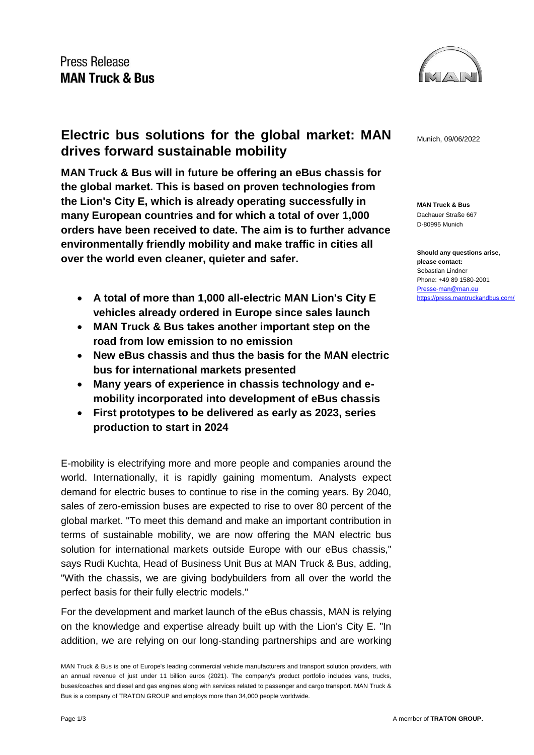Press Release
**MAN Truck & Bus**

# Electric bus solutions for the global market: MAN drives forward sustainable mobility

Munich, 09/06/2022

**MAN Truck & Bus**
Dachauer Straße 667
D-80995 Munich

**Should any questions arise, please contact:**
Sebastian Lindner
Phone: +49 89 1580-2001
Presse-man@man.eu
https://press.mantruckandbus.com/

**MAN Truck & Bus will in future be offering an eBus chassis for the global market. This is based on proven technologies from the Lion's City E, which is already operating successfully in many European countries and for which a total of over 1,000 orders have been received to date. The aim is to further advance environmentally friendly mobility and make traffic in cities all over the world even cleaner, quieter and safer.**

- **A total of more than 1,000 all-electric MAN Lion's City E vehicles already ordered in Europe since sales launch**
- **MAN Truck & Bus takes another important step on the road from low emission to no emission**
- **New eBus chassis and thus the basis for the MAN electric bus for international markets presented**
- **Many years of experience in chassis technology and e-mobility incorporated into development of eBus chassis**
- **First prototypes to be delivered as early as 2023, series production to start in 2024**

E-mobility is electrifying more and more people and companies around the world. Internationally, it is rapidly gaining momentum. Analysts expect demand for electric buses to continue to rise in the coming years. By 2040, sales of zero-emission buses are expected to rise to over 80 percent of the global market. "To meet this demand and make an important contribution in terms of sustainable mobility, we are now offering the MAN electric bus solution for international markets outside Europe with our eBus chassis," says Rudi Kuchta, Head of Business Unit Bus at MAN Truck & Bus, adding, "With the chassis, we are giving bodybuilders from all over the world the perfect basis for their fully electric models."

For the development and market launch of the eBus chassis, MAN is relying on the knowledge and expertise already built up with the Lion's City E. "In addition, we are relying on our long-standing partnerships and are working

MAN Truck & Bus is one of Europe's leading commercial vehicle manufacturers and transport solution providers, with an annual revenue of just under 11 billion euros (2021). The company's product portfolio includes vans, trucks, buses/coaches and diesel and gas engines along with services related to passenger and cargo transport. MAN Truck & Bus is a company of TRATON GROUP and employs more than 34,000 people worldwide.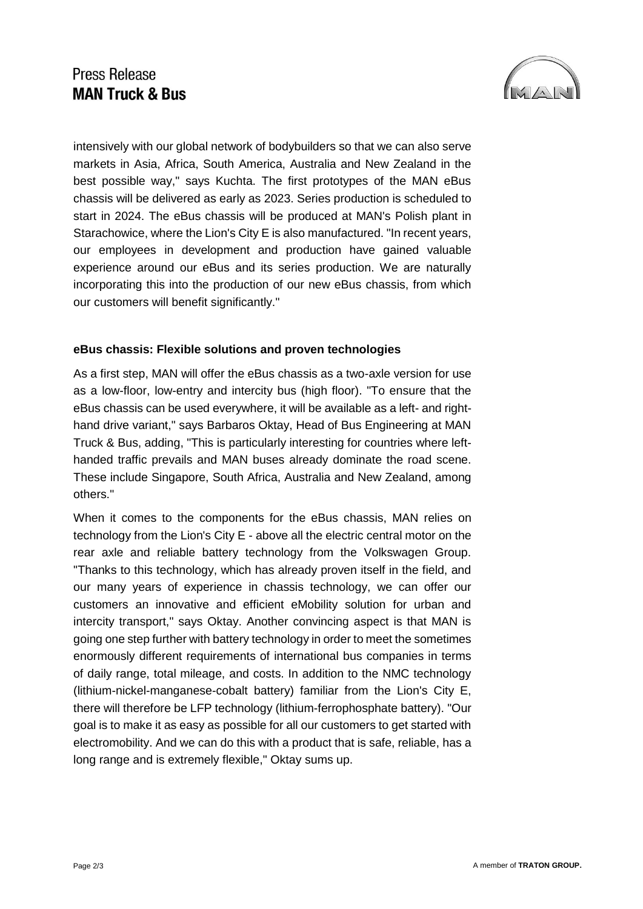intensively with our global network of bodybuilders so that we can also serve markets in Asia, Africa, South America, Australia and New Zealand in the best possible way," says Kuchta. The first prototypes of the MAN eBus chassis will be delivered as early as 2023. Series production is scheduled to start in 2024. The eBus chassis will be produced at MAN's Polish plant in Starachowice, where the Lion's City E is also manufactured. "In recent years, our employees in development and production have gained valuable experience around our eBus and its series production. We are naturally incorporating this into the production of our new eBus chassis, from which our customers will benefit significantly."

**eBus chassis: Flexible solutions and proven technologies**

As a first step, MAN will offer the eBus chassis as a two-axle version for use as a low-floor, low-entry and intercity bus (high floor). "To ensure that the eBus chassis can be used everywhere, it will be available as a left- and right-hand drive variant," says Barbaros Oktay, Head of Bus Engineering at MAN Truck & Bus, adding, "This is particularly interesting for countries where left-handed traffic prevails and MAN buses already dominate the road scene. These include Singapore, South Africa, Australia and New Zealand, among others."

When it comes to the components for the eBus chassis, MAN relies on technology from the Lion's City E - above all the electric central motor on the rear axle and reliable battery technology from the Volkswagen Group. "Thanks to this technology, which has already proven itself in the field, and our many years of experience in chassis technology, we can offer our customers an innovative and efficient eMobility solution for urban and intercity transport," says Oktay. Another convincing aspect is that MAN is going one step further with battery technology in order to meet the sometimes enormously different requirements of international bus companies in terms of daily range, total mileage, and costs. In addition to the NMC technology (lithium-nickel-manganese-cobalt battery) familiar from the Lion's City E, there will therefore be LFP technology (lithium-ferrophosphate battery). "Our goal is to make it as easy as possible for all our customers to get started with electromobility. And we can do this with a product that is safe, reliable, has a long range and is extremely flexible," Oktay sums up.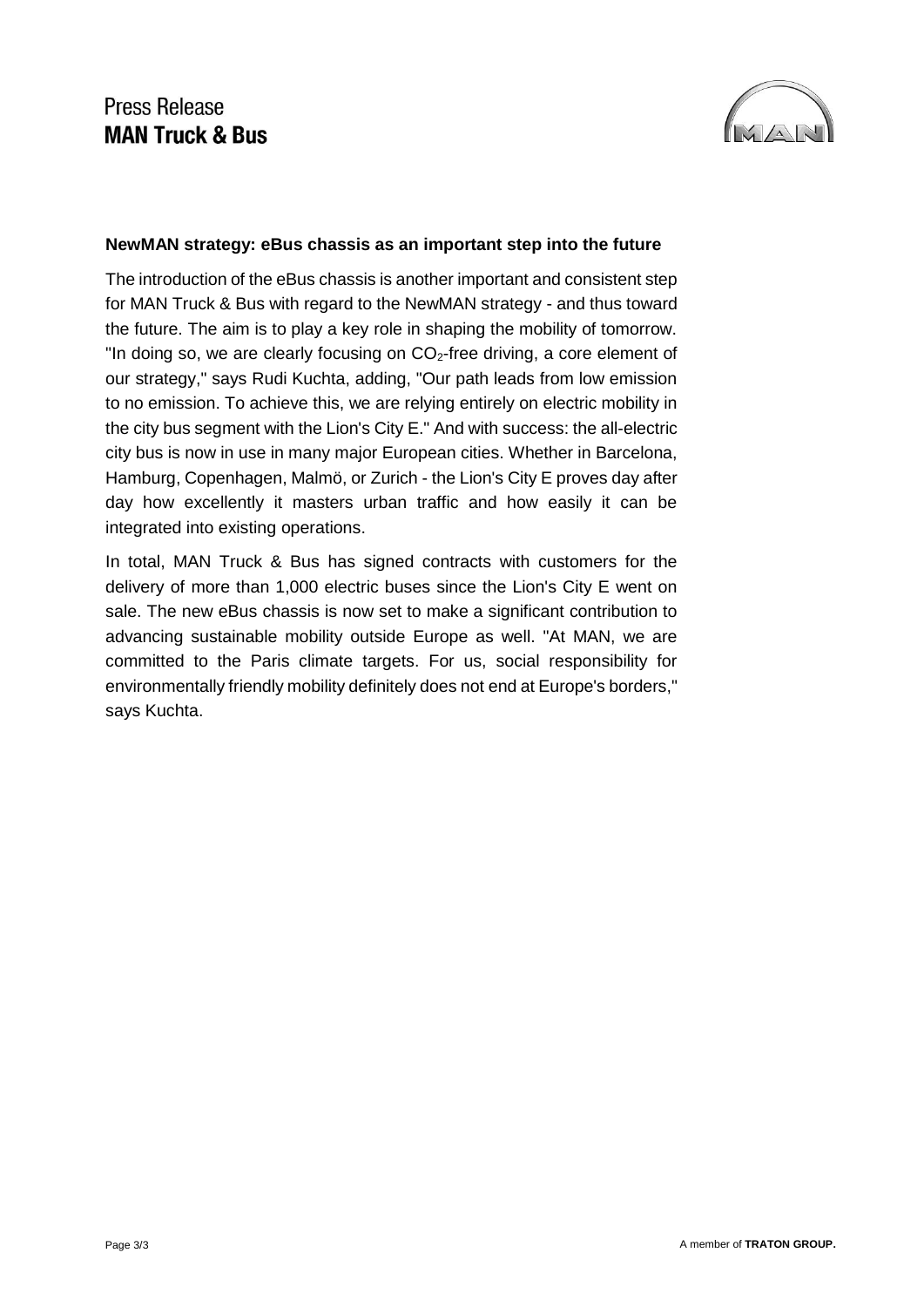**NewMAN strategy: eBus chassis as an important step into the future**

The introduction of the eBus chassis is another important and consistent step for MAN Truck & Bus with regard to the NewMAN strategy - and thus toward the future. The aim is to play a key role in shaping the mobility of tomorrow. "In doing so, we are clearly focusing on $CO_2$-free driving, a core element of our strategy," says Rudi Kuchta, adding, "Our path leads from low emission to no emission. To achieve this, we are relying entirely on electric mobility in the city bus segment with the Lion's City E." And with success: the all-electric city bus is now in use in many major European cities. Whether in Barcelona, Hamburg, Copenhagen, Malmö, or Zurich - the Lion's City E proves day after day how excellently it masters urban traffic and how easily it can be integrated into existing operations.

In total, MAN Truck & Bus has signed contracts with customers for the delivery of more than 1,000 electric buses since the Lion's City E went on sale. The new eBus chassis is now set to make a significant contribution to advancing sustainable mobility outside Europe as well. "At MAN, we are committed to the Paris climate targets. For us, social responsibility for environmentally friendly mobility definitely does not end at Europe's borders," says Kuchta.